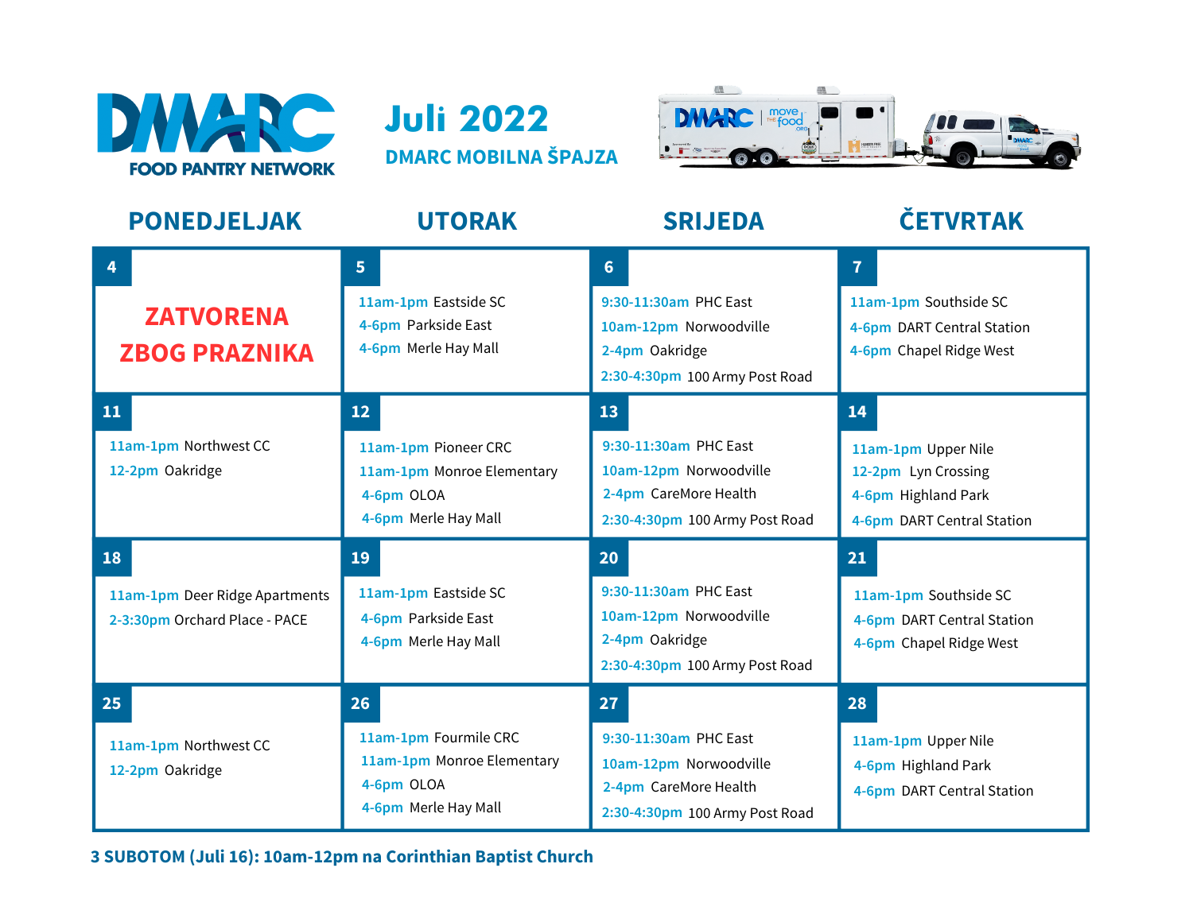DMARC FOOD PANTRY NETWORK

# Juli 2022

## DMARC MOBILNA ŠPAJZA

| PONEDJELJAK | UTORAK | SRIJEDA | ČETVRTAK |
|---|---|---|---|
| **4** ZATVORENA ZBOG PRAZNIKA | **5** 11am-1pm Eastside SC<br>4-6pm Parkside East<br>4-6pm Merle Hay Mall | **6** 9:30-11:30am PHC East<br>10am-12pm Norwoodville<br>2-4pm Oakridge<br>2:30-4:30pm 100 Army Post Road | **7** 11am-1pm Southside SC<br>4-6pm DART Central Station<br>4-6pm Chapel Ridge West |
| **11** 11am-1pm Northwest CC<br>12-2pm Oakridge | **12** 11am-1pm Pioneer CRC<br>11am-1pm Monroe Elementary<br>4-6pm OLOA<br>4-6pm Merle Hay Mall | **13** 9:30-11:30am PHC East<br>10am-12pm Norwoodville<br>2-4pm CareMore Health<br>2:30-4:30pm 100 Army Post Road | **14** 11am-1pm Upper Nile<br>12-2pm Lyn Crossing<br>4-6pm Highland Park<br>4-6pm DART Central Station |
| **18** 11am-1pm Deer Ridge Apartments<br>2-3:30pm Orchard Place - PACE | **19** 11am-1pm Eastside SC<br>4-6pm Parkside East<br>4-6pm Merle Hay Mall | **20** 9:30-11:30am PHC East<br>10am-12pm Norwoodville<br>2-4pm Oakridge<br>2:30-4:30pm 100 Army Post Road | **21** 11am-1pm Southside SC<br>4-6pm DART Central Station<br>4-6pm Chapel Ridge West |
| **25** 11am-1pm Northwest CC<br>12-2pm Oakridge | **26** 11am-1pm Fourmile CRC<br>11am-1pm Monroe Elementary<br>4-6pm OLOA<br>4-6pm Merle Hay Mall | **27** 9:30-11:30am PHC East<br>10am-12pm Norwoodville<br>2-4pm CareMore Health<br>2:30-4:30pm 100 Army Post Road | **28** 11am-1pm Upper Nile<br>4-6pm Highland Park<br>4-6pm DART Central Station |

**3 SUBOTOM (Juli 16): 10am-12pm na Corinthian Baptist Church**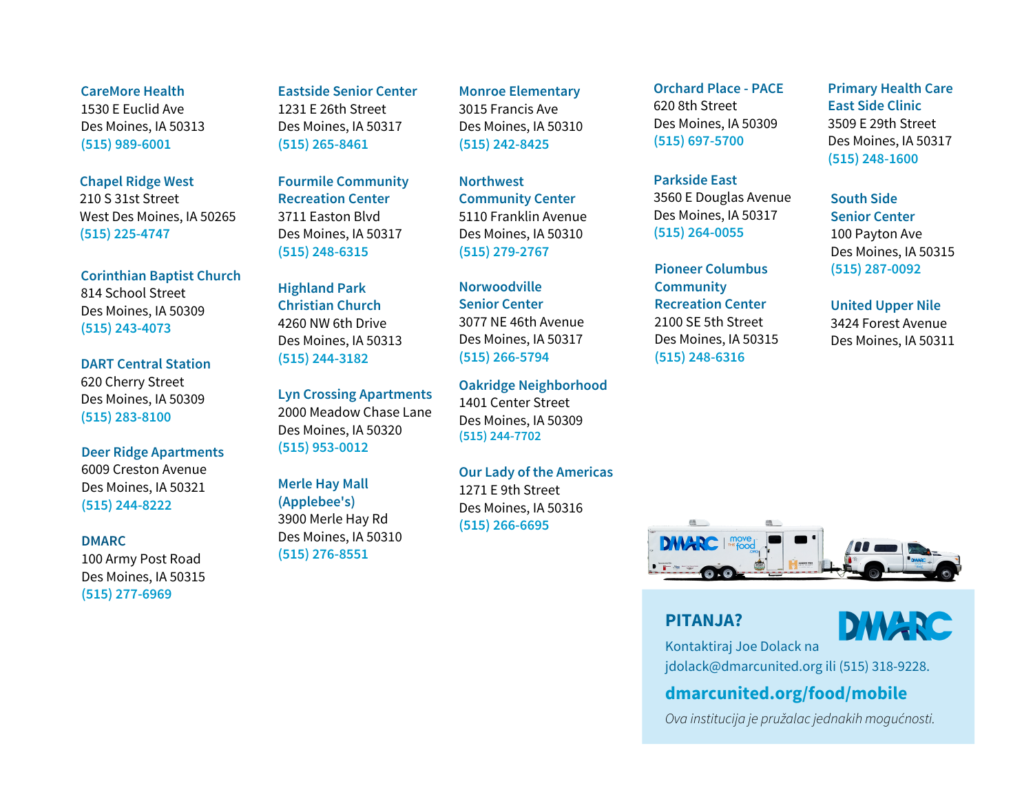**CareMore Health**
1530 E Euclid Ave
Des Moines, IA 50313
(515) 989-6001

**Chapel Ridge West**
210 S 31st Street
West Des Moines, IA 50265
(515) 225-4747

**Corinthian Baptist Church**
814 School Street
Des Moines, IA 50309
(515) 243-4073

**DART Central Station**
620 Cherry Street
Des Moines, IA 50309
(515) 283-8100

**Deer Ridge Apartments**
6009 Creston Avenue
Des Moines, IA 50321
(515) 244-8222

**DMARC**
100 Army Post Road
Des Moines, IA 50315
(515) 277-6969

**Eastside Senior Center**
1231 E 26th Street
Des Moines, IA 50317
(515) 265-8461

**Fourmile Community Recreation Center**
3711 Easton Blvd
Des Moines, IA 50317
(515) 248-6315

**Highland Park Christian Church**
4260 NW 6th Drive
Des Moines, IA 50313
(515) 244-3182

**Lyn Crossing Apartments**
2000 Meadow Chase Lane
Des Moines, IA 50320
(515) 953-0012

**Merle Hay Mall (Applebee's)**
3900 Merle Hay Rd
Des Moines, IA 50310
(515) 276-8551

**Monroe Elementary**
3015 Francis Ave
Des Moines, IA 50310
(515) 242-8425

**Northwest Community Center**
5110 Franklin Avenue
Des Moines, IA 50310
(515) 279-2767

**Norwoodville Senior Center**
3077 NE 46th Avenue
Des Moines, IA 50317
(515) 266-5794

**Oakridge Neighborhood**
1401 Center Street
Des Moines, IA 50309
(515) 244-7702

**Our Lady of the Americas**
1271 E 9th Street
Des Moines, IA 50316
(515) 266-6695

**Orchard Place - PACE**
620 8th Street
Des Moines, IA 50309
(515) 697-5700

**Parkside East**
3560 E Douglas Avenue
Des Moines, IA 50317
(515) 264-0055

**Pioneer Columbus Community Recreation Center**
2100 SE 5th Street
Des Moines, IA 50315
(515) 248-6316

**Primary Health Care East Side Clinic**
3509 E 29th Street
Des Moines, IA 50317
(515) 248-1600

**South Side Senior Center**
100 Payton Ave
Des Moines, IA 50315
(515) 287-0092

**United Upper Nile**
3424 Forest Avenue
Des Moines, IA 50311

## PITANJA?

Kontaktiraj Joe Dolack na jdolack@dmarcunited.org ili (515) 318-9228.

**dmarcunited.org/food/mobile**

*Ova institucija je pružalac jednakih mogućnosti.*